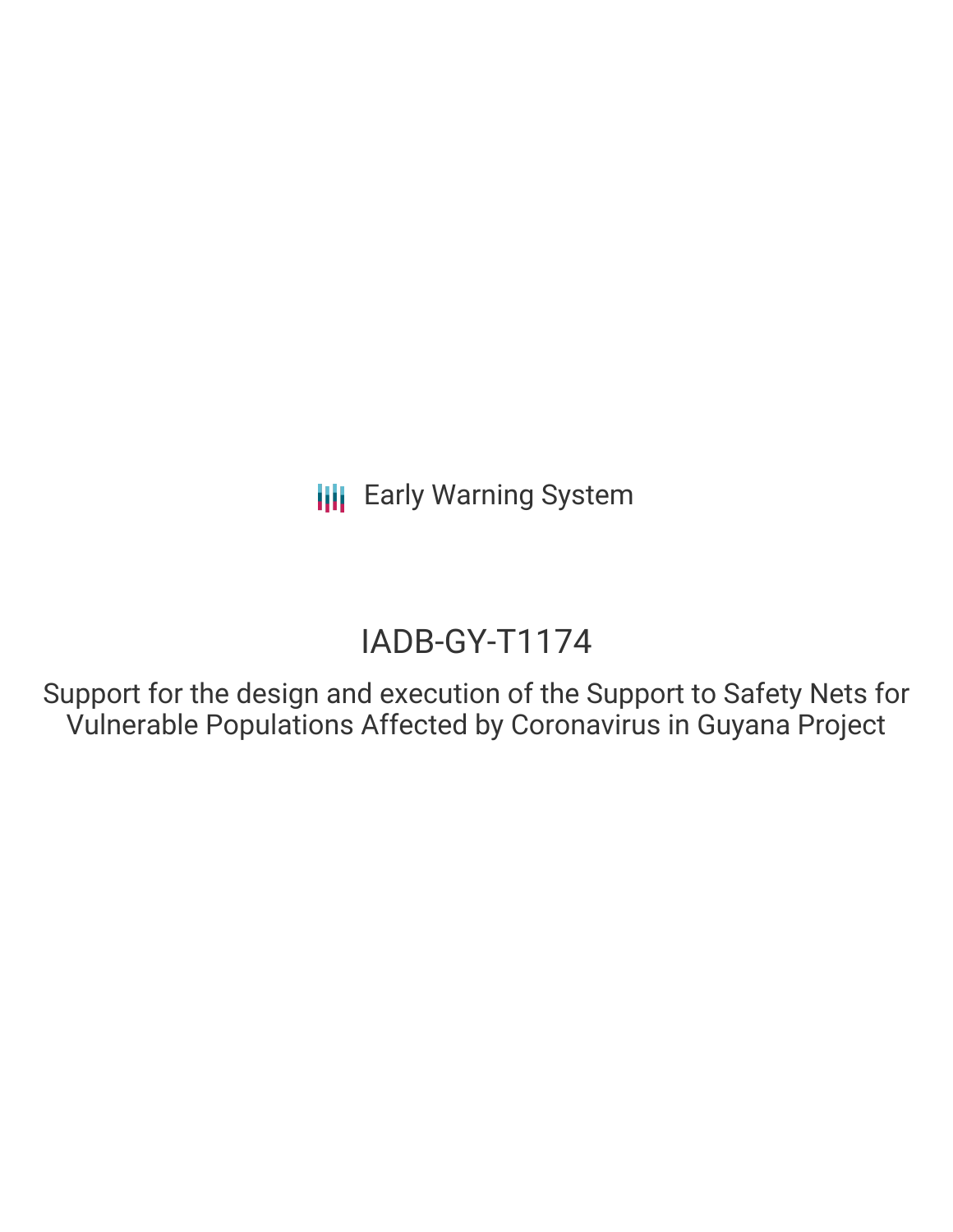Early Warning System

# IADB-GY-T1174

## Support for the design and execution of the Support to Safety Nets for Vulnerable Populations Affected by Coronavirus in Guyana Project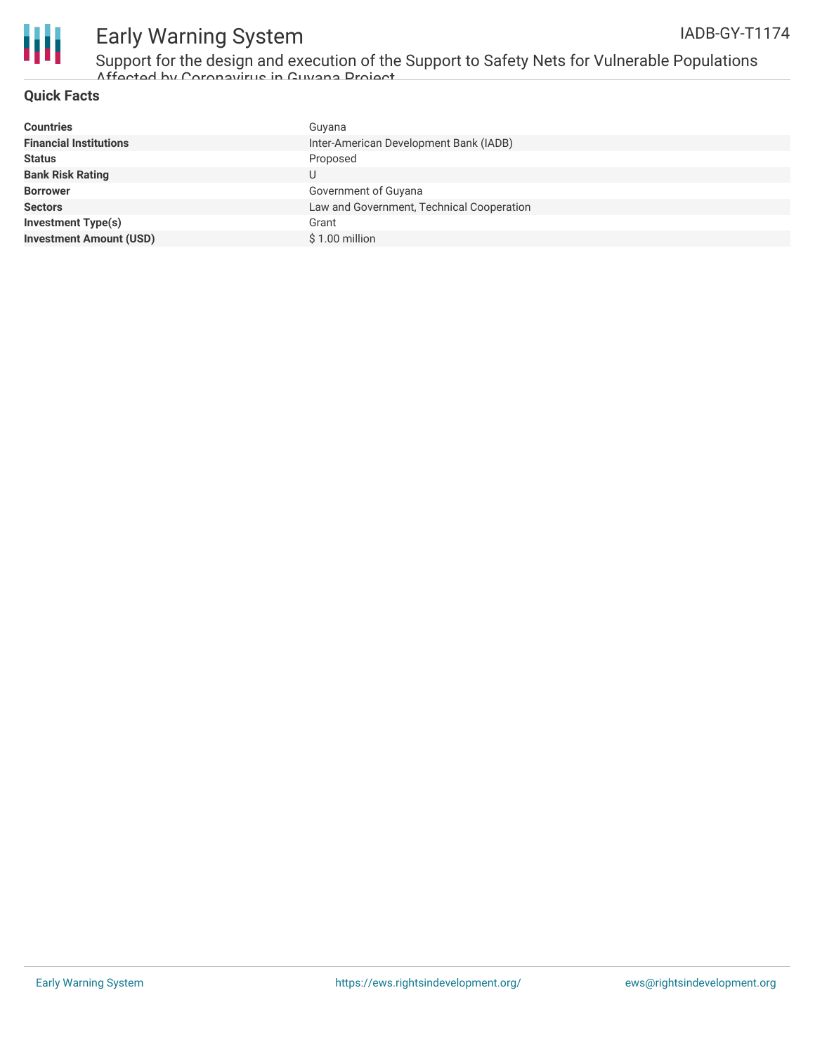## Quick Facts

| | |
|---|---|
| **Countries** | Guyana |
| **Financial Institutions** | Inter-American Development Bank (IADB) |
| **Status** | Proposed |
| **Bank Risk Rating** | U |
| **Borrower** | Government of Guyana |
| **Sectors** | Law and Government, Technical Cooperation |
| **Investment Type(s)** | Grant |
| **Investment Amount (USD)** | $ 1.00 million |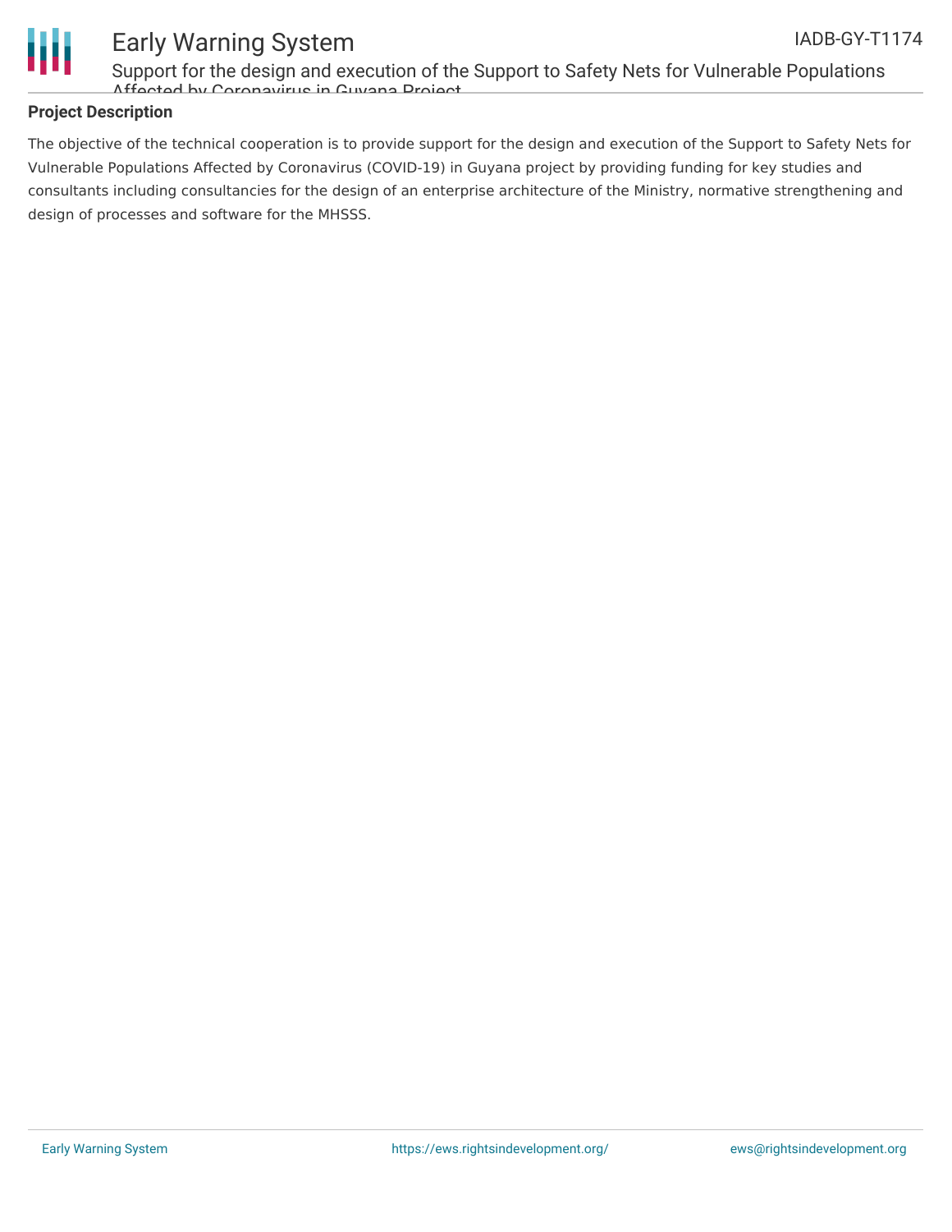## Project Description

The objective of the technical cooperation is to provide support for the design and execution of the Support to Safety Nets for Vulnerable Populations Affected by Coronavirus (COVID-19) in Guyana project by providing funding for key studies and consultants including consultancies for the design of an enterprise architecture of the Ministry, normative strengthening and design of processes and software for the MHSSS.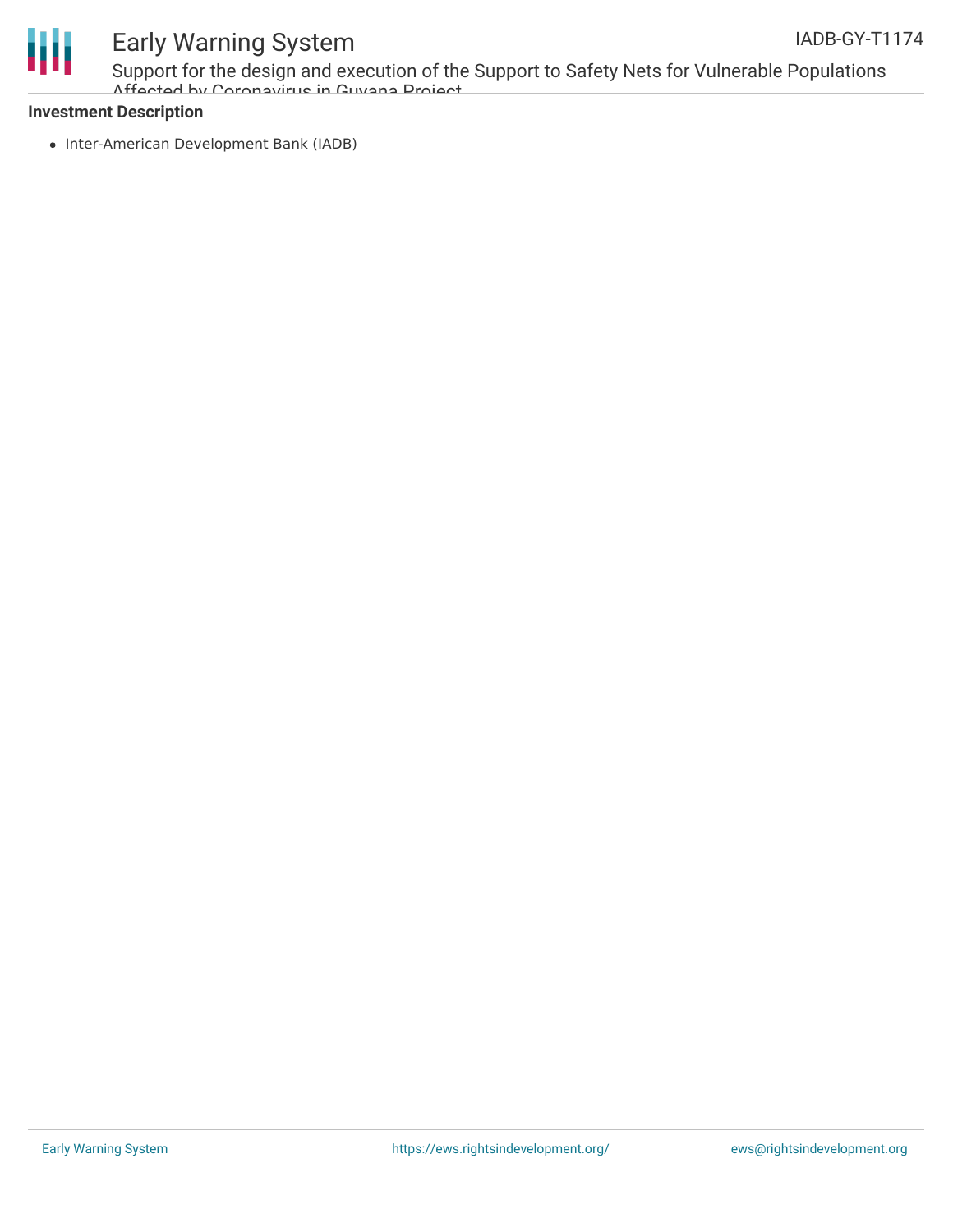**Investment Description**

- Inter-American Development Bank (IADB)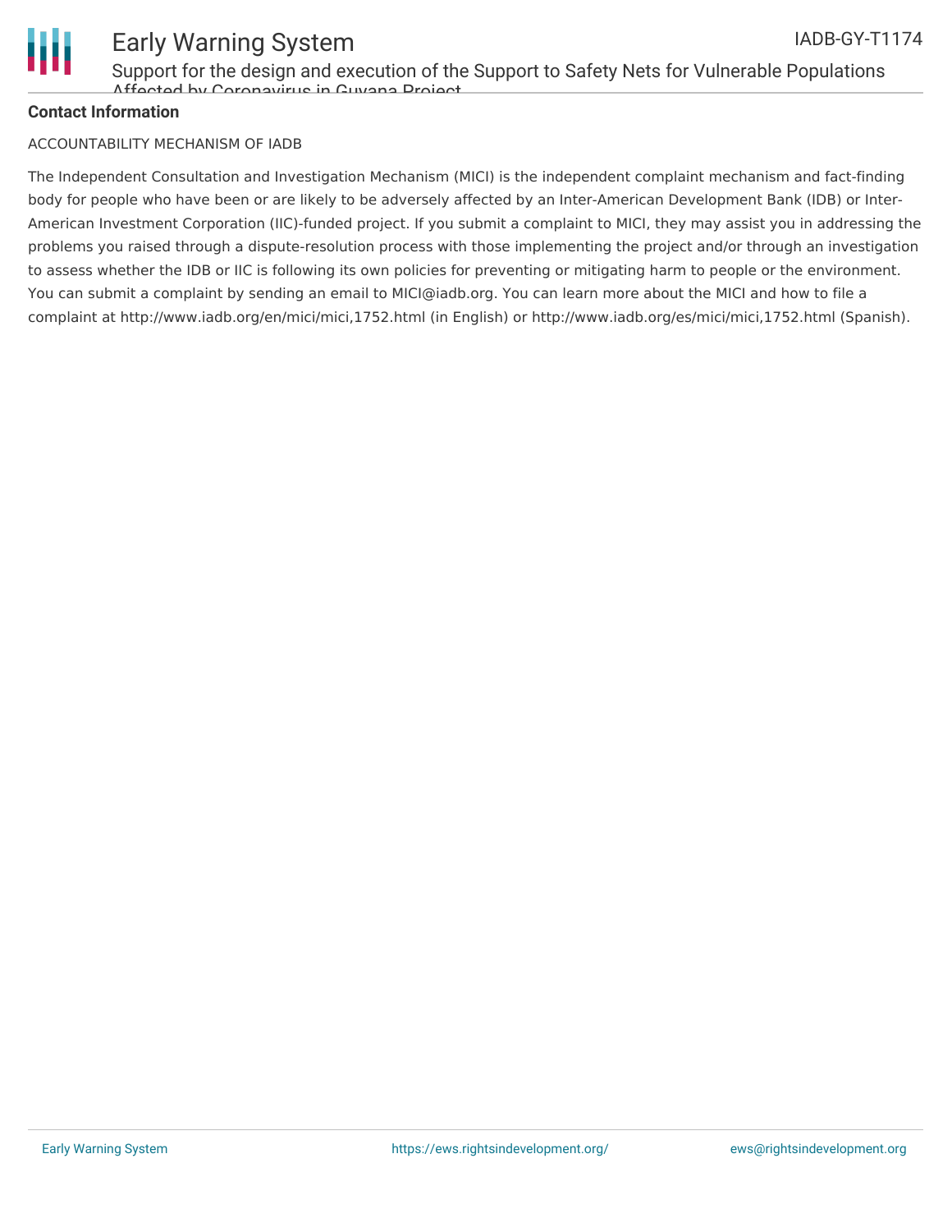**Contact Information**

ACCOUNTABILITY MECHANISM OF IADB

The Independent Consultation and Investigation Mechanism (MICI) is the independent complaint mechanism and fact-finding body for people who have been or are likely to be adversely affected by an Inter-American Development Bank (IDB) or Inter-American Investment Corporation (IIC)-funded project. If you submit a complaint to MICI, they may assist you in addressing the problems you raised through a dispute-resolution process with those implementing the project and/or through an investigation to assess whether the IDB or IIC is following its own policies for preventing or mitigating harm to people or the environment. You can submit a complaint by sending an email to MICI@iadb.org. You can learn more about the MICI and how to file a complaint at http://www.iadb.org/en/mici/mici,1752.html (in English) or http://www.iadb.org/es/mici/mici,1752.html (Spanish).